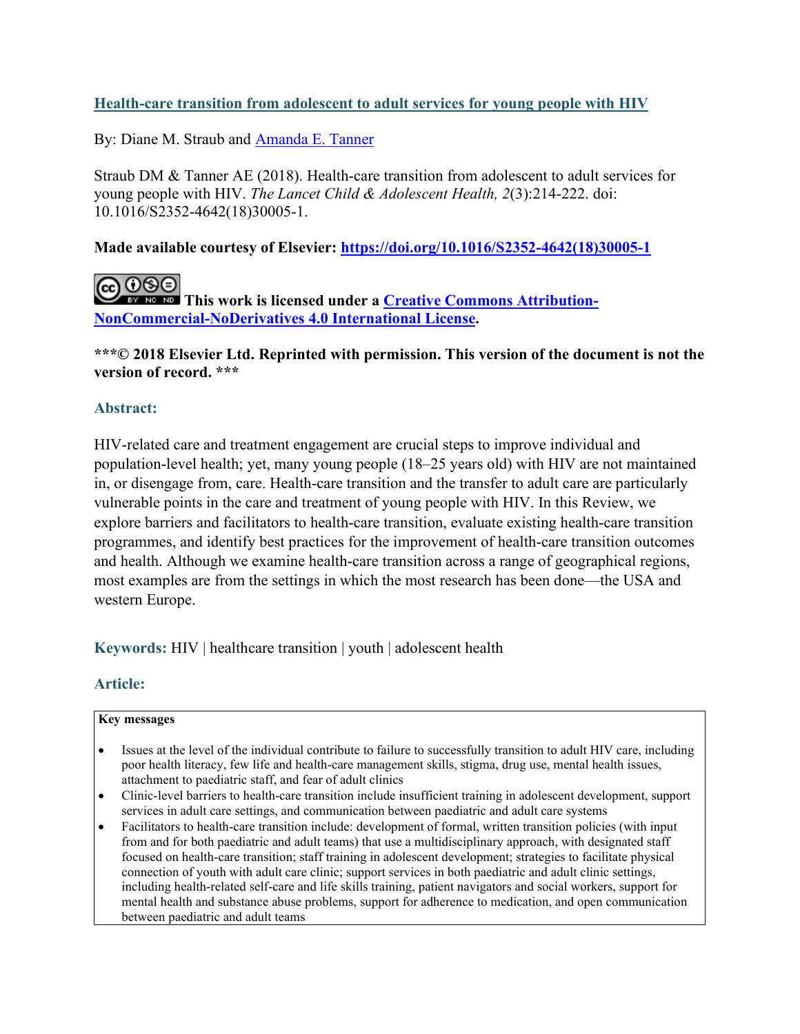# Health-care transition from adolescent to adult services for young people with HIV

By: Diane M. Straub and Amanda E. Tanner

Straub DM & Tanner AE (2018). Health-care transition from adolescent to adult services for young people with HIV. *The Lancet Child & Adolescent Health, 2*(3):214-222. doi: 10.1016/S2352-4642(18)30005-1.

**Made available courtesy of Elsevier: https://doi.org/10.1016/S2352-4642(18)30005-1**

**This work is licensed under a Creative Commons Attribution-NonCommercial-NoDerivatives 4.0 International License.**

**\*\*\*© 2018 Elsevier Ltd. Reprinted with permission. This version of the document is not the version of record. \*\*\***

## Abstract:

HIV-related care and treatment engagement are crucial steps to improve individual and population-level health; yet, many young people (18–25 years old) with HIV are not maintained in, or disengage from, care. Health-care transition and the transfer to adult care are particularly vulnerable points in the care and treatment of young people with HIV. In this Review, we explore barriers and facilitators to health-care transition, evaluate existing health-care transition programmes, and identify best practices for the improvement of health-care transition outcomes and health. Although we examine health-care transition across a range of geographical regions, most examples are from the settings in which the most research has been done—the USA and western Europe.

**Keywords:** HIV | healthcare transition | youth | adolescent health

## Article:

**Key messages**

- Issues at the level of the individual contribute to failure to successfully transition to adult HIV care, including poor health literacy, few life and health-care management skills, stigma, drug use, mental health issues, attachment to paediatric staff, and fear of adult clinics
- Clinic-level barriers to health-care transition include insufficient training in adolescent development, support services in adult care settings, and communication between paediatric and adult care systems
- Facilitators to health-care transition include: development of formal, written transition policies (with input from and for both paediatric and adult teams) that use a multidisciplinary approach, with designated staff focused on health-care transition; staff training in adolescent development; strategies to facilitate physical connection of youth with adult care clinic; support services in both paediatric and adult clinic settings, including health-related self-care and life skills training, patient navigators and social workers, support for mental health and substance abuse problems, support for adherence to medication, and open communication between paediatric and adult teams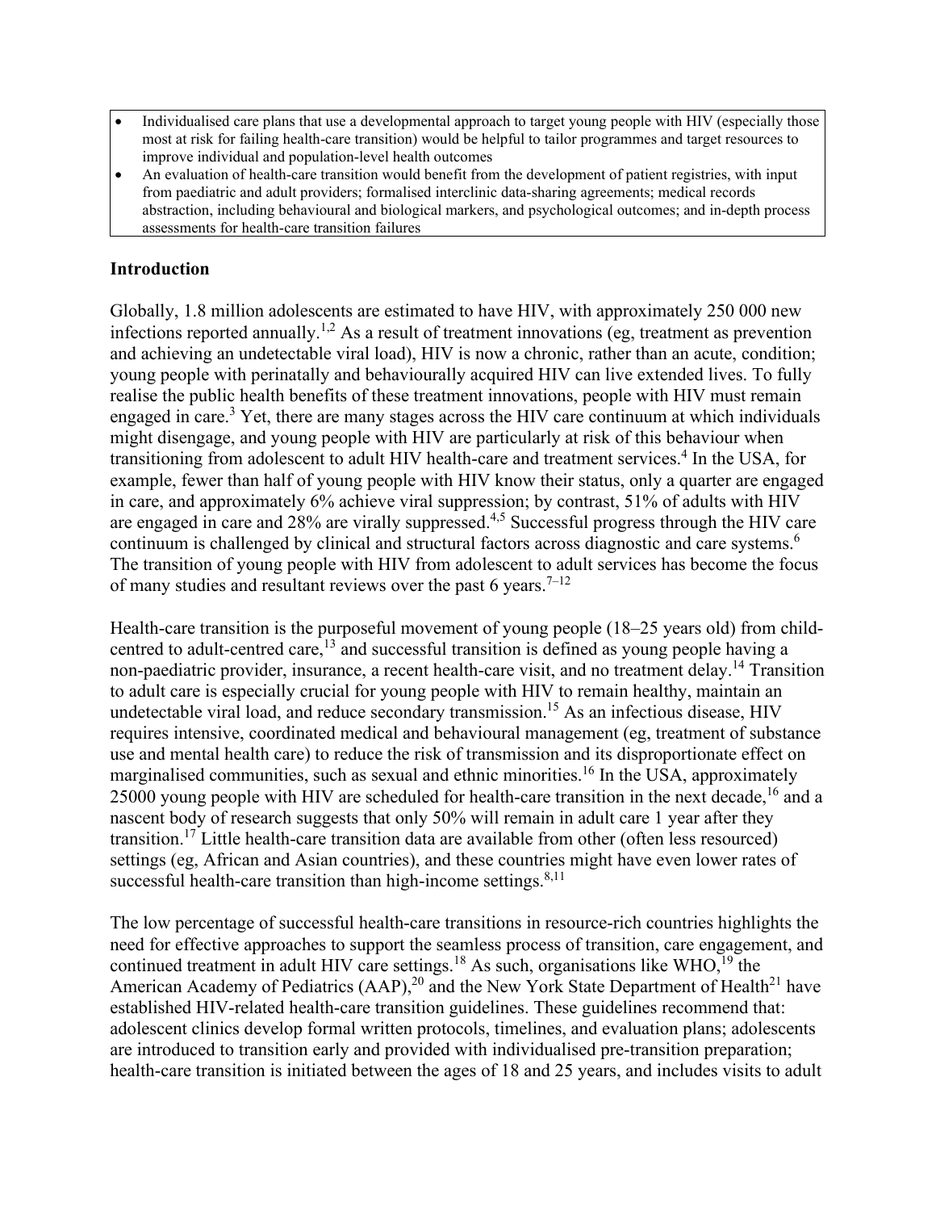- Individualised care plans that use a developmental approach to target young people with HIV (especially those most at risk for failing health-care transition) would be helpful to tailor programmes and target resources to improve individual and population-level health outcomes
- An evaluation of health-care transition would benefit from the development of patient registries, with input from paediatric and adult providers; formalised interclinic data-sharing agreements; medical records abstraction, including behavioural and biological markers, and psychological outcomes; and in-depth process assessments for health-care transition failures

## Introduction

Globally, 1.8 million adolescents are estimated to have HIV, with approximately 250 000 new infections reported annually.[1,2] As a result of treatment innovations (eg, treatment as prevention and achieving an undetectable viral load), HIV is now a chronic, rather than an acute, condition; young people with perinatally and behaviourally acquired HIV can live extended lives. To fully realise the public health benefits of these treatment innovations, people with HIV must remain engaged in care.[3] Yet, there are many stages across the HIV care continuum at which individuals might disengage, and young people with HIV are particularly at risk of this behaviour when transitioning from adolescent to adult HIV health-care and treatment services.[4] In the USA, for example, fewer than half of young people with HIV know their status, only a quarter are engaged in care, and approximately 6% achieve viral suppression; by contrast, 51% of adults with HIV are engaged in care and 28% are virally suppressed.[4,5] Successful progress through the HIV care continuum is challenged by clinical and structural factors across diagnostic and care systems.[6] The transition of young people with HIV from adolescent to adult services has become the focus of many studies and resultant reviews over the past 6 years.[7–12]

Health-care transition is the purposeful movement of young people (18–25 years old) from child-centred to adult-centred care,[13] and successful transition is defined as young people having a non-paediatric provider, insurance, a recent health-care visit, and no treatment delay.[14] Transition to adult care is especially crucial for young people with HIV to remain healthy, maintain an undetectable viral load, and reduce secondary transmission.[15] As an infectious disease, HIV requires intensive, coordinated medical and behavioural management (eg, treatment of substance use and mental health care) to reduce the risk of transmission and its disproportionate effect on marginalised communities, such as sexual and ethnic minorities.[16] In the USA, approximately 25000 young people with HIV are scheduled for health-care transition in the next decade,[16] and a nascent body of research suggests that only 50% will remain in adult care 1 year after they transition.[17] Little health-care transition data are available from other (often less resourced) settings (eg, African and Asian countries), and these countries might have even lower rates of successful health-care transition than high-income settings.[8,11]

The low percentage of successful health-care transitions in resource-rich countries highlights the need for effective approaches to support the seamless process of transition, care engagement, and continued treatment in adult HIV care settings.[18] As such, organisations like WHO,[19] the American Academy of Pediatrics (AAP),[20] and the New York State Department of Health[21] have established HIV-related health-care transition guidelines. These guidelines recommend that: adolescent clinics develop formal written protocols, timelines, and evaluation plans; adolescents are introduced to transition early and provided with individualised pre-transition preparation; health-care transition is initiated between the ages of 18 and 25 years, and includes visits to adult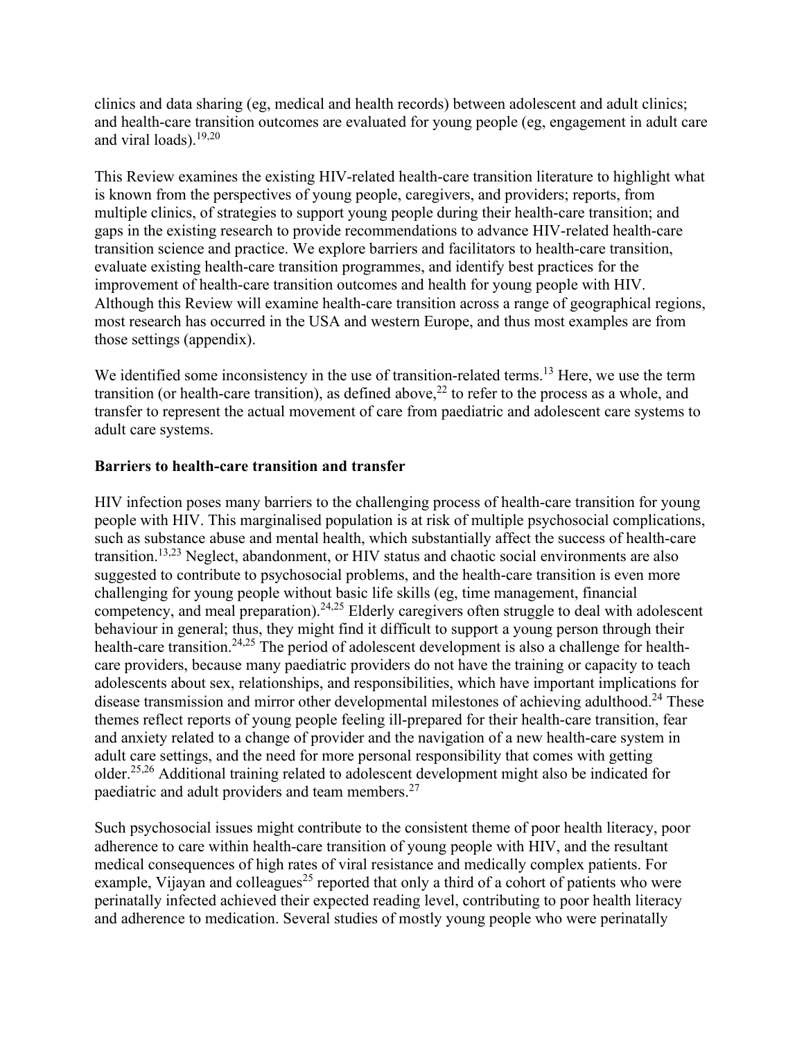clinics and data sharing (eg, medical and health records) between adolescent and adult clinics; and health-care transition outcomes are evaluated for young people (eg, engagement in adult care and viral loads).[19,20]

This Review examines the existing HIV-related health-care transition literature to highlight what is known from the perspectives of young people, caregivers, and providers; reports, from multiple clinics, of strategies to support young people during their health-care transition; and gaps in the existing research to provide recommendations to advance HIV-related health-care transition science and practice. We explore barriers and facilitators to health-care transition, evaluate existing health-care transition programmes, and identify best practices for the improvement of health-care transition outcomes and health for young people with HIV. Although this Review will examine health-care transition across a range of geographical regions, most research has occurred in the USA and western Europe, and thus most examples are from those settings (appendix).

We identified some inconsistency in the use of transition-related terms.[13] Here, we use the term transition (or health-care transition), as defined above,[22] to refer to the process as a whole, and transfer to represent the actual movement of care from paediatric and adolescent care systems to adult care systems.

## Barriers to health-care transition and transfer

HIV infection poses many barriers to the challenging process of health-care transition for young people with HIV. This marginalised population is at risk of multiple psychosocial complications, such as substance abuse and mental health, which substantially affect the success of health-care transition.[13,23] Neglect, abandonment, or HIV status and chaotic social environments are also suggested to contribute to psychosocial problems, and the health-care transition is even more challenging for young people without basic life skills (eg, time management, financial competency, and meal preparation).[24,25] Elderly caregivers often struggle to deal with adolescent behaviour in general; thus, they might find it difficult to support a young person through their health-care transition.[24,25] The period of adolescent development is also a challenge for health-care providers, because many paediatric providers do not have the training or capacity to teach adolescents about sex, relationships, and responsibilities, which have important implications for disease transmission and mirror other developmental milestones of achieving adulthood.[24] These themes reflect reports of young people feeling ill-prepared for their health-care transition, fear and anxiety related to a change of provider and the navigation of a new health-care system in adult care settings, and the need for more personal responsibility that comes with getting older.[25,26] Additional training related to adolescent development might also be indicated for paediatric and adult providers and team members.[27]

Such psychosocial issues might contribute to the consistent theme of poor health literacy, poor adherence to care within health-care transition of young people with HIV, and the resultant medical consequences of high rates of viral resistance and medically complex patients. For example, Vijayan and colleagues[25] reported that only a third of a cohort of patients who were perinatally infected achieved their expected reading level, contributing to poor health literacy and adherence to medication. Several studies of mostly young people who were perinatally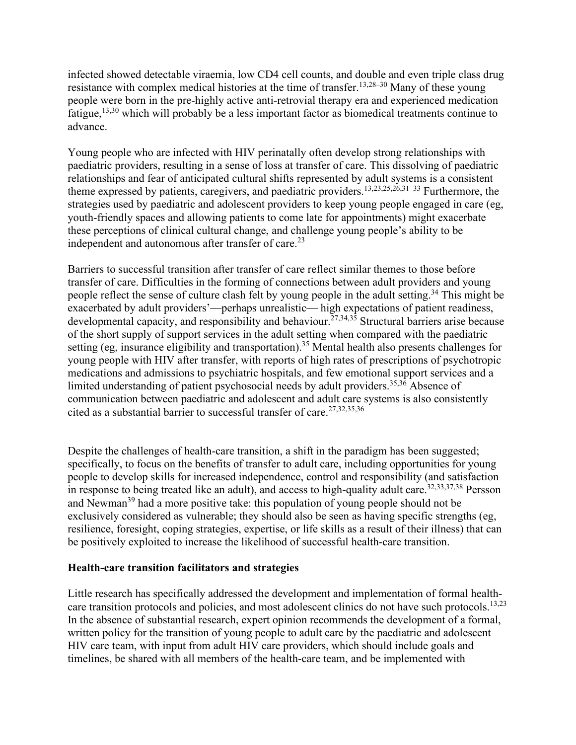infected showed detectable viraemia, low CD4 cell counts, and double and even triple class drug resistance with complex medical histories at the time of transfer.[13,28–30] Many of these young people were born in the pre-highly active anti-retrovial therapy era and experienced medication fatigue,[13,30] which will probably be a less important factor as biomedical treatments continue to advance.

Young people who are infected with HIV perinatally often develop strong relationships with paediatric providers, resulting in a sense of loss at transfer of care. This dissolving of paediatric relationships and fear of anticipated cultural shifts represented by adult systems is a consistent theme expressed by patients, caregivers, and paediatric providers.[13,23,25,26,31–33] Furthermore, the strategies used by paediatric and adolescent providers to keep young people engaged in care (eg, youth-friendly spaces and allowing patients to come late for appointments) might exacerbate these perceptions of clinical cultural change, and challenge young people's ability to be independent and autonomous after transfer of care.[23]

Barriers to successful transition after transfer of care reflect similar themes to those before transfer of care. Difficulties in the forming of connections between adult providers and young people reflect the sense of culture clash felt by young people in the adult setting.[34] This might be exacerbated by adult providers'—perhaps unrealistic— high expectations of patient readiness, developmental capacity, and responsibility and behaviour.[27,34,35] Structural barriers arise because of the short supply of support services in the adult setting when compared with the paediatric setting (eg, insurance eligibility and transportation).[35] Mental health also presents challenges for young people with HIV after transfer, with reports of high rates of prescriptions of psychotropic medications and admissions to psychiatric hospitals, and few emotional support services and a limited understanding of patient psychosocial needs by adult providers.[35,36] Absence of communication between paediatric and adolescent and adult care systems is also consistently cited as a substantial barrier to successful transfer of care.[27,32,35,36]

Despite the challenges of health-care transition, a shift in the paradigm has been suggested; specifically, to focus on the benefits of transfer to adult care, including opportunities for young people to develop skills for increased independence, control and responsibility (and satisfaction in response to being treated like an adult), and access to high-quality adult care.[32,33,37,38] Persson and Newman[39] had a more positive take: this population of young people should not be exclusively considered as vulnerable; they should also be seen as having specific strengths (eg, resilience, foresight, coping strategies, expertise, or life skills as a result of their illness) that can be positively exploited to increase the likelihood of successful health-care transition.

**Health-care transition facilitators and strategies**

Little research has specifically addressed the development and implementation of formal health-care transition protocols and policies, and most adolescent clinics do not have such protocols.[13,23] In the absence of substantial research, expert opinion recommends the development of a formal, written policy for the transition of young people to adult care by the paediatric and adolescent HIV care team, with input from adult HIV care providers, which should include goals and timelines, be shared with all members of the health-care team, and be implemented with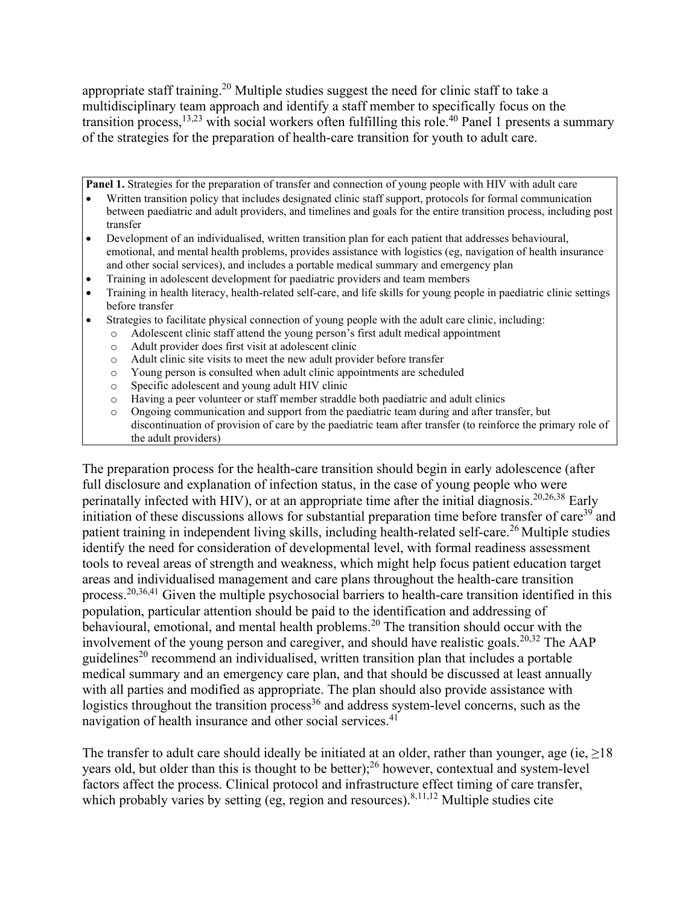appropriate staff training.[20] Multiple studies suggest the need for clinic staff to take a multidisciplinary team approach and identify a staff member to specifically focus on the transition process,[13,23] with social workers often fulfilling this role.[40] Panel 1 presents a summary of the strategies for the preparation of health-care transition for youth to adult care.

**Panel 1.** Strategies for the preparation of transfer and connection of young people with HIV with adult care

- Written transition policy that includes designated clinic staff support, protocols for formal communication between paediatric and adult providers, and timelines and goals for the entire transition process, including post transfer
- Development of an individualised, written transition plan for each patient that addresses behavioural, emotional, and mental health problems, provides assistance with logistics (eg, navigation of health insurance and other social services), and includes a portable medical summary and emergency plan
- Training in adolescent development for paediatric providers and team members
- Training in health literacy, health-related self-care, and life skills for young people in paediatric clinic settings before transfer
- Strategies to facilitate physical connection of young people with the adult care clinic, including:
    - Adolescent clinic staff attend the young person's first adult medical appointment
    - Adult provider does first visit at adolescent clinic
    - Adult clinic site visits to meet the new adult provider before transfer
    - Young person is consulted when adult clinic appointments are scheduled
    - Specific adolescent and young adult HIV clinic
    - Having a peer volunteer or staff member straddle both paediatric and adult clinics
    - Ongoing communication and support from the paediatric team during and after transfer, but discontinuation of provision of care by the paediatric team after transfer (to reinforce the primary role of the adult providers)

The preparation process for the health-care transition should begin in early adolescence (after full disclosure and explanation of infection status, in the case of young people who were perinatally infected with HIV), or at an appropriate time after the initial diagnosis.[20,26,38] Early initiation of these discussions allows for substantial preparation time before transfer of care[39] and patient training in independent living skills, including health-related self-care.[26] Multiple studies identify the need for consideration of developmental level, with formal readiness assessment tools to reveal areas of strength and weakness, which might help focus patient education target areas and individualised management and care plans throughout the health-care transition process.[20,36,41] Given the multiple psychosocial barriers to health-care transition identified in this population, particular attention should be paid to the identification and addressing of behavioural, emotional, and mental health problems.[20] The transition should occur with the involvement of the young person and caregiver, and should have realistic goals.[20,32] The AAP guidelines[20] recommend an individualised, written transition plan that includes a portable medical summary and an emergency care plan, and that should be discussed at least annually with all parties and modified as appropriate. The plan should also provide assistance with logistics throughout the transition process[36] and address system-level concerns, such as the navigation of health insurance and other social services.[41]

The transfer to adult care should ideally be initiated at an older, rather than younger, age (ie, ≥18 years old, but older than this is thought to be better);[26] however, contextual and system-level factors affect the process. Clinical protocol and infrastructure effect timing of care transfer, which probably varies by setting (eg, region and resources).[8,11,12] Multiple studies cite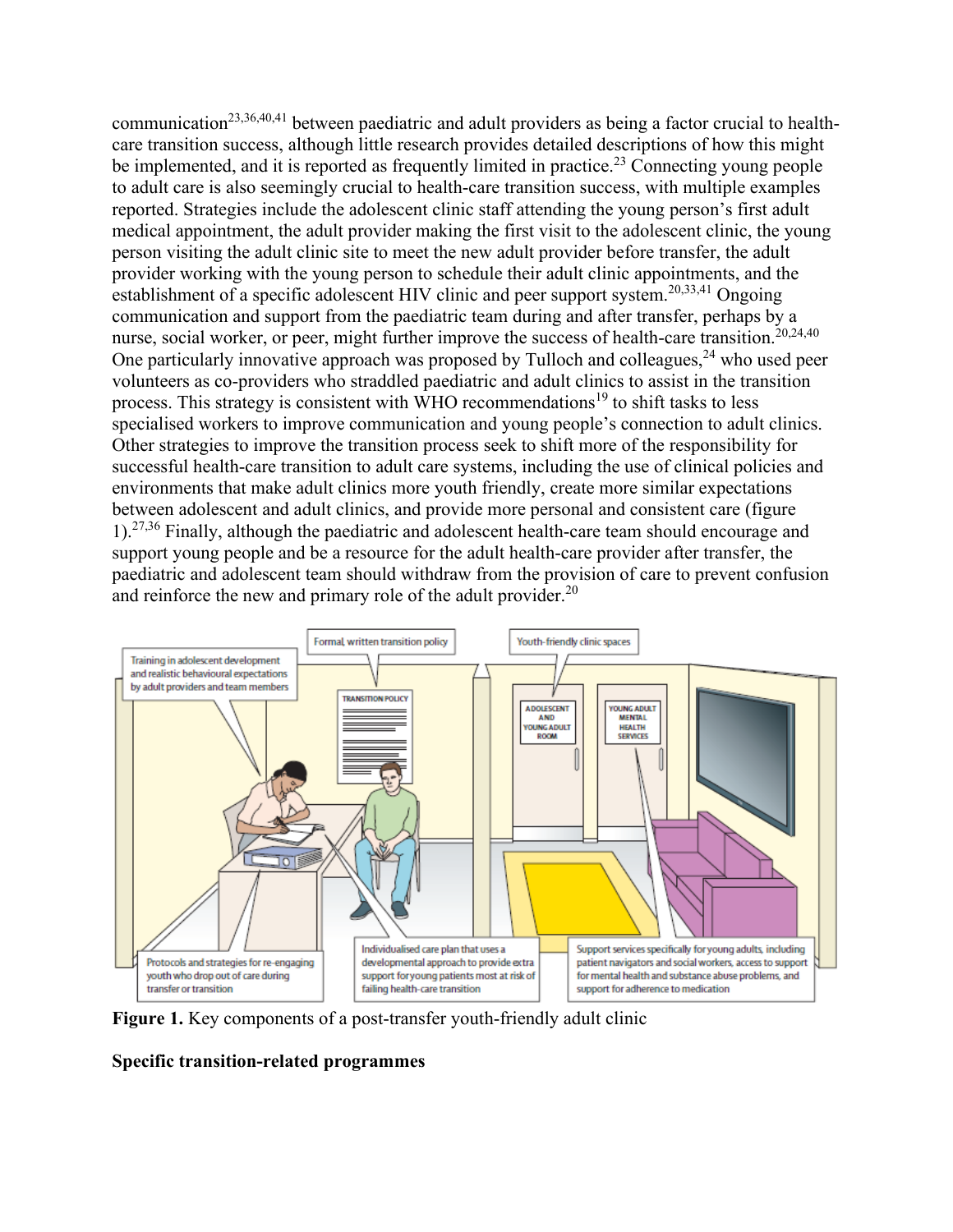communication[23,36,40,41] between paediatric and adult providers as being a factor crucial to health-care transition success, although little research provides detailed descriptions of how this might be implemented, and it is reported as frequently limited in practice.[23] Connecting young people to adult care is also seemingly crucial to health-care transition success, with multiple examples reported. Strategies include the adolescent clinic staff attending the young person's first adult medical appointment, the adult provider making the first visit to the adolescent clinic, the young person visiting the adult clinic site to meet the new adult provider before transfer, the adult provider working with the young person to schedule their adult clinic appointments, and the establishment of a specific adolescent HIV clinic and peer support system.[20,33,41] Ongoing communication and support from the paediatric team during and after transfer, perhaps by a nurse, social worker, or peer, might further improve the success of health-care transition.[20,24,40] One particularly innovative approach was proposed by Tulloch and colleagues,[24] who used peer volunteers as co-providers who straddled paediatric and adult clinics to assist in the transition process. This strategy is consistent with WHO recommendations[19] to shift tasks to less specialised workers to improve communication and young people's connection to adult clinics. Other strategies to improve the transition process seek to shift more of the responsibility for successful health-care transition to adult care systems, including the use of clinical policies and environments that make adult clinics more youth friendly, create more similar expectations between adolescent and adult clinics, and provide more personal and consistent care (figure 1).[27,36] Finally, although the paediatric and adolescent health-care team should encourage and support young people and be a resource for the adult health-care provider after transfer, the paediatric and adolescent team should withdraw from the provision of care to prevent confusion and reinforce the new and primary role of the adult provider.[20]

**Figure 1.** Key components of a post-transfer youth-friendly adult clinic

**Specific transition-related programmes**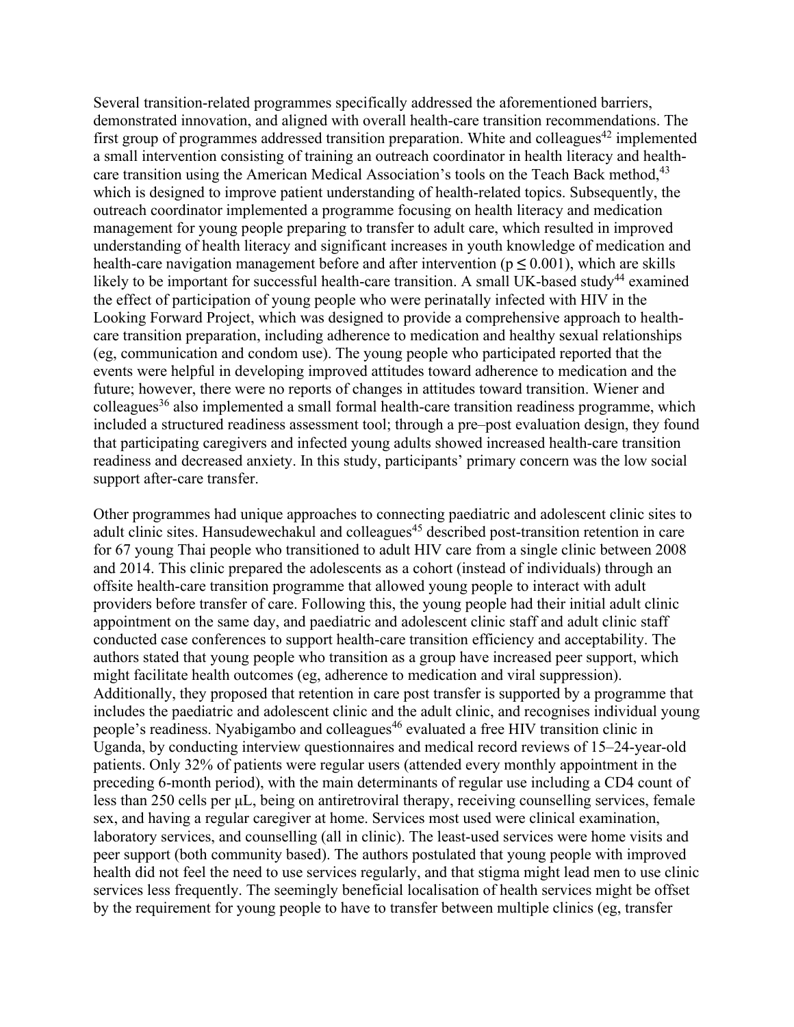Several transition-related programmes specifically addressed the aforementioned barriers, demonstrated innovation, and aligned with overall health-care transition recommendations. The first group of programmes addressed transition preparation. White and colleagues[42] implemented a small intervention consisting of training an outreach coordinator in health literacy and health-care transition using the American Medical Association's tools on the Teach Back method,[43] which is designed to improve patient understanding of health-related topics. Subsequently, the outreach coordinator implemented a programme focusing on health literacy and medication management for young people preparing to transfer to adult care, which resulted in improved understanding of health literacy and significant increases in youth knowledge of medication and health-care navigation management before and after intervention ($p \leq 0.001$), which are skills likely to be important for successful health-care transition. A small UK-based study[44] examined the effect of participation of young people who were perinatally infected with HIV in the Looking Forward Project, which was designed to provide a comprehensive approach to health-care transition preparation, including adherence to medication and healthy sexual relationships (eg, communication and condom use). The young people who participated reported that the events were helpful in developing improved attitudes toward adherence to medication and the future; however, there were no reports of changes in attitudes toward transition. Wiener and colleagues[36] also implemented a small formal health-care transition readiness programme, which included a structured readiness assessment tool; through a pre–post evaluation design, they found that participating caregivers and infected young adults showed increased health-care transition readiness and decreased anxiety. In this study, participants' primary concern was the low social support after-care transfer.

Other programmes had unique approaches to connecting paediatric and adolescent clinic sites to adult clinic sites. Hansudewechakul and colleagues[45] described post-transition retention in care for 67 young Thai people who transitioned to adult HIV care from a single clinic between 2008 and 2014. This clinic prepared the adolescents as a cohort (instead of individuals) through an offsite health-care transition programme that allowed young people to interact with adult providers before transfer of care. Following this, the young people had their initial adult clinic appointment on the same day, and paediatric and adolescent clinic staff and adult clinic staff conducted case conferences to support health-care transition efficiency and acceptability. The authors stated that young people who transition as a group have increased peer support, which might facilitate health outcomes (eg, adherence to medication and viral suppression). Additionally, they proposed that retention in care post transfer is supported by a programme that includes the paediatric and adolescent clinic and the adult clinic, and recognises individual young people's readiness. Nyabigambo and colleagues[46] evaluated a free HIV transition clinic in Uganda, by conducting interview questionnaires and medical record reviews of 15–24-year-old patients. Only 32% of patients were regular users (attended every monthly appointment in the preceding 6-month period), with the main determinants of regular use including a CD4 count of less than 250 cells per μL, being on antiretroviral therapy, receiving counselling services, female sex, and having a regular caregiver at home. Services most used were clinical examination, laboratory services, and counselling (all in clinic). The least-used services were home visits and peer support (both community based). The authors postulated that young people with improved health did not feel the need to use services regularly, and that stigma might lead men to use clinic services less frequently. The seemingly beneficial localisation of health services might be offset by the requirement for young people to have to transfer between multiple clinics (eg, transfer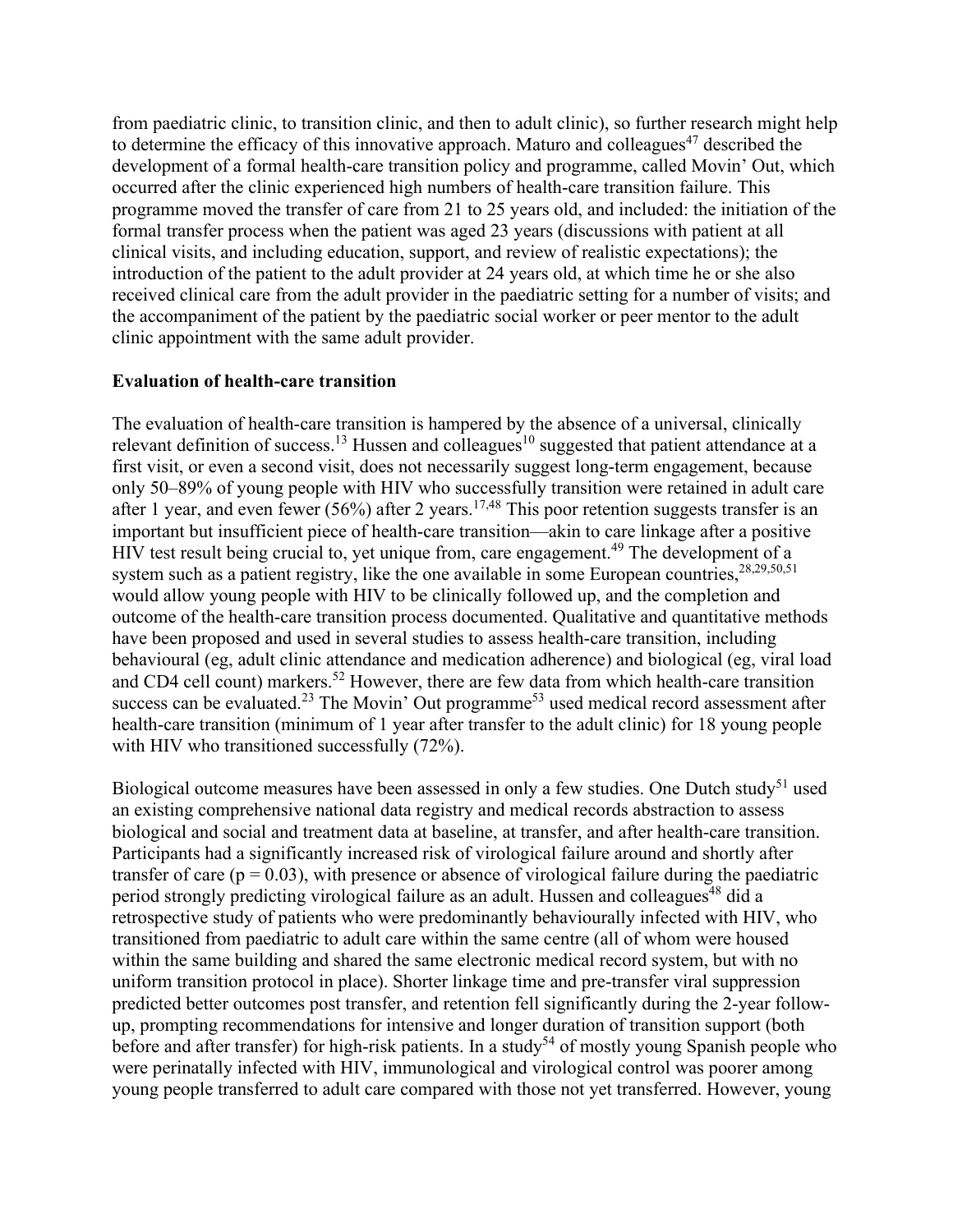from paediatric clinic, to transition clinic, and then to adult clinic), so further research might help to determine the efficacy of this innovative approach. Maturo and colleagues[47] described the development of a formal health-care transition policy and programme, called Movin' Out, which occurred after the clinic experienced high numbers of health-care transition failure. This programme moved the transfer of care from 21 to 25 years old, and included: the initiation of the formal transfer process when the patient was aged 23 years (discussions with patient at all clinical visits, and including education, support, and review of realistic expectations); the introduction of the patient to the adult provider at 24 years old, at which time he or she also received clinical care from the adult provider in the paediatric setting for a number of visits; and the accompaniment of the patient by the paediatric social worker or peer mentor to the adult clinic appointment with the same adult provider.

**Evaluation of health-care transition**

The evaluation of health-care transition is hampered by the absence of a universal, clinically relevant definition of success.[13] Hussen and colleagues[10] suggested that patient attendance at a first visit, or even a second visit, does not necessarily suggest long-term engagement, because only 50–89% of young people with HIV who successfully transition were retained in adult care after 1 year, and even fewer (56%) after 2 years.[17,48] This poor retention suggests transfer is an important but insufficient piece of health-care transition—akin to care linkage after a positive HIV test result being crucial to, yet unique from, care engagement.[49] The development of a system such as a patient registry, like the one available in some European countries,[28,29,50,51] would allow young people with HIV to be clinically followed up, and the completion and outcome of the health-care transition process documented. Qualitative and quantitative methods have been proposed and used in several studies to assess health-care transition, including behavioural (eg, adult clinic attendance and medication adherence) and biological (eg, viral load and CD4 cell count) markers.[52] However, there are few data from which health-care transition success can be evaluated.[23] The Movin' Out programme[53] used medical record assessment after health-care transition (minimum of 1 year after transfer to the adult clinic) for 18 young people with HIV who transitioned successfully (72%).

Biological outcome measures have been assessed in only a few studies. One Dutch study[51] used an existing comprehensive national data registry and medical records abstraction to assess biological and social and treatment data at baseline, at transfer, and after health-care transition. Participants had a significantly increased risk of virological failure around and shortly after transfer of care ($p = 0.03$), with presence or absence of virological failure during the paediatric period strongly predicting virological failure as an adult. Hussen and colleagues[48] did a retrospective study of patients who were predominantly behaviourally infected with HIV, who transitioned from paediatric to adult care within the same centre (all of whom were housed within the same building and shared the same electronic medical record system, but with no uniform transition protocol in place). Shorter linkage time and pre-transfer viral suppression predicted better outcomes post transfer, and retention fell significantly during the 2-year follow-up, prompting recommendations for intensive and longer duration of transition support (both before and after transfer) for high-risk patients. In a study[54] of mostly young Spanish people who were perinatally infected with HIV, immunological and virological control was poorer among young people transferred to adult care compared with those not yet transferred. However, young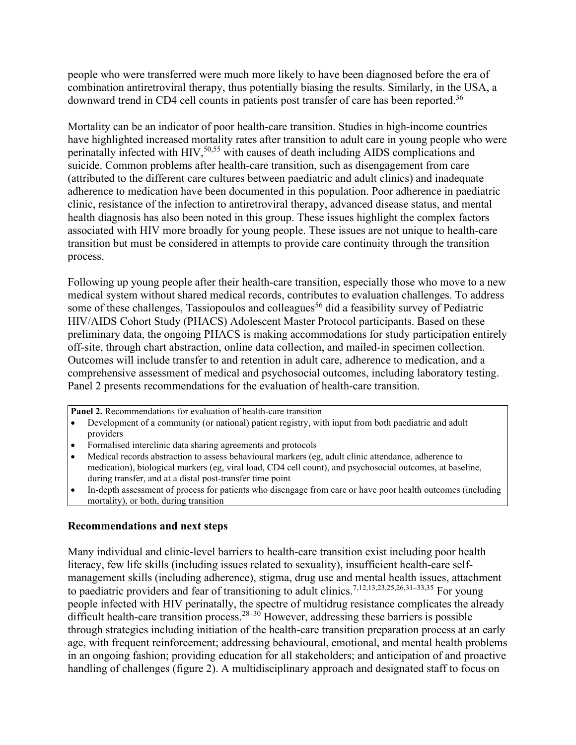people who were transferred were much more likely to have been diagnosed before the era of combination antiretroviral therapy, thus potentially biasing the results. Similarly, in the USA, a downward trend in CD4 cell counts in patients post transfer of care has been reported.[36]

Mortality can be an indicator of poor health-care transition. Studies in high-income countries have highlighted increased mortality rates after transition to adult care in young people who were perinatally infected with HIV,[50,55] with causes of death including AIDS complications and suicide. Common problems after health-care transition, such as disengagement from care (attributed to the different care cultures between paediatric and adult clinics) and inadequate adherence to medication have been documented in this population. Poor adherence in paediatric clinic, resistance of the infection to antiretroviral therapy, advanced disease status, and mental health diagnosis has also been noted in this group. These issues highlight the complex factors associated with HIV more broadly for young people. These issues are not unique to health-care transition but must be considered in attempts to provide care continuity through the transition process.

Following up young people after their health-care transition, especially those who move to a new medical system without shared medical records, contributes to evaluation challenges. To address some of these challenges, Tassiopoulos and colleagues[56] did a feasibility survey of Pediatric HIV/AIDS Cohort Study (PHACS) Adolescent Master Protocol participants. Based on these preliminary data, the ongoing PHACS is making accommodations for study participation entirely off-site, through chart abstraction, online data collection, and mailed-in specimen collection. Outcomes will include transfer to and retention in adult care, adherence to medication, and a comprehensive assessment of medical and psychosocial outcomes, including laboratory testing. Panel 2 presents recommendations for the evaluation of health-care transition.

**Panel 2.** Recommendations for evaluation of health-care transition

- Development of a community (or national) patient registry, with input from both paediatric and adult providers
- Formalised interclinic data sharing agreements and protocols
- Medical records abstraction to assess behavioural markers (eg, adult clinic attendance, adherence to medication), biological markers (eg, viral load, CD4 cell count), and psychosocial outcomes, at baseline, during transfer, and at a distal post-transfer time point
- In-depth assessment of process for patients who disengage from care or have poor health outcomes (including mortality), or both, during transition

## Recommendations and next steps

Many individual and clinic-level barriers to health-care transition exist including poor health literacy, few life skills (including issues related to sexuality), insufficient health-care self-management skills (including adherence), stigma, drug use and mental health issues, attachment to paediatric providers and fear of transitioning to adult clinics.[7,12,13,23,25,26,31–33,35] For young people infected with HIV perinatally, the spectre of multidrug resistance complicates the already difficult health-care transition process.[28–30] However, addressing these barriers is possible through strategies including initiation of the health-care transition preparation process at an early age, with frequent reinforcement; addressing behavioural, emotional, and mental health problems in an ongoing fashion; providing education for all stakeholders; and anticipation of and proactive handling of challenges (figure 2). A multidisciplinary approach and designated staff to focus on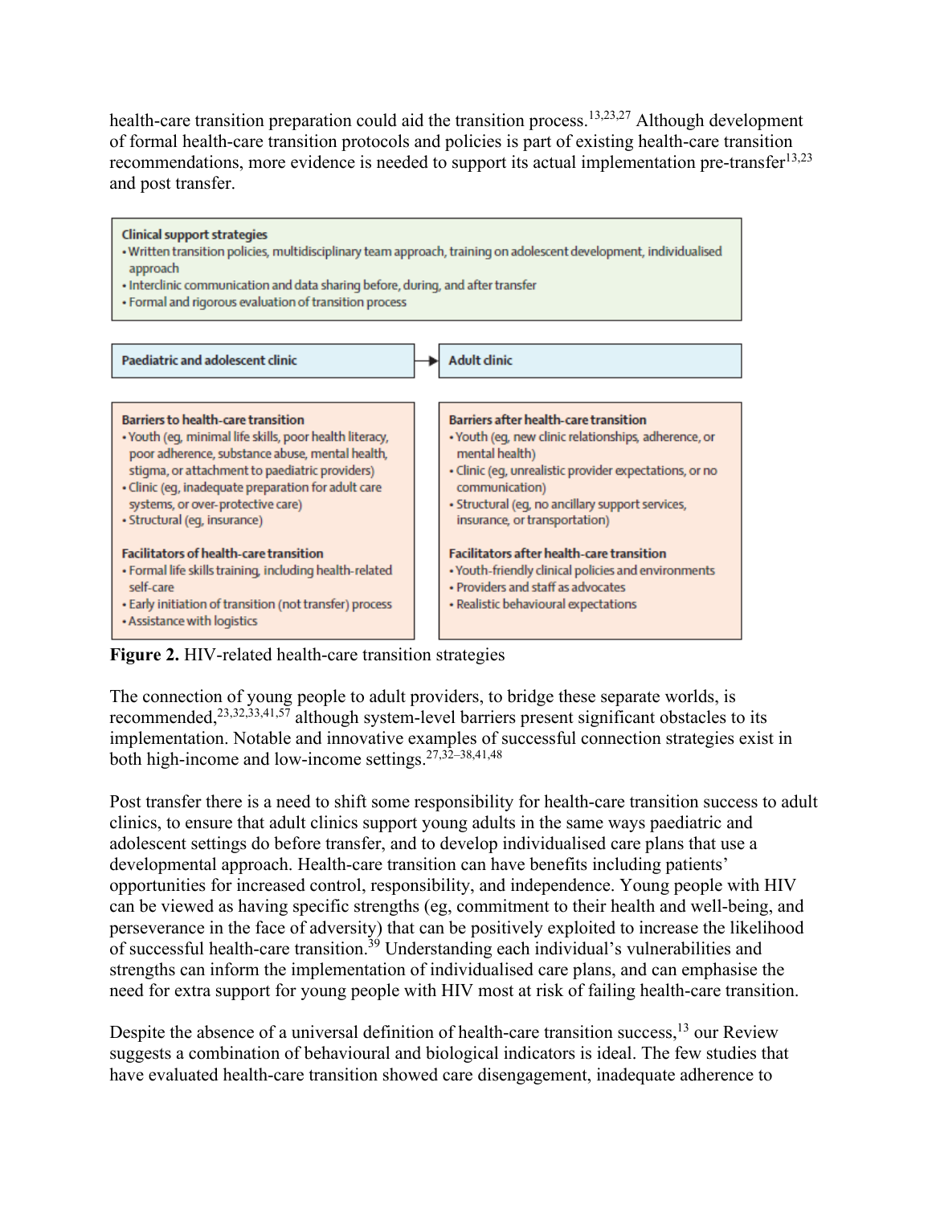health-care transition preparation could aid the transition process.[13,23,27] Although development of formal health-care transition protocols and policies is part of existing health-care transition recommendations, more evidence is needed to support its actual implementation pre-transfer[13,23] and post transfer.

**Clinical support strategies**
- Written transition policies, multidisciplinary team approach, training on adolescent development, individualised approach
- Interclinic communication and data sharing before, during, and after transfer
- Formal and rigorous evaluation of transition process

**Paediatric and adolescent clinic** → **Adult clinic**

**Barriers to health-care transition**
- Youth (eg, minimal life skills, poor health literacy, poor adherence, substance abuse, mental health, stigma, or attachment to paediatric providers)
- Clinic (eg, inadequate preparation for adult care systems, or over-protective care)
- Structural (eg, insurance)

**Facilitators of health-care transition**
- Formal life skills training, including health-related self-care
- Early initiation of transition (not transfer) process
- Assistance with logistics

**Barriers after health-care transition**
- Youth (eg, new clinic relationships, adherence, or mental health)
- Clinic (eg, unrealistic provider expectations, or no communication)
- Structural (eg, no ancillary support services, insurance, or transportation)

**Facilitators after health-care transition**
- Youth-friendly clinical policies and environments
- Providers and staff as advocates
- Realistic behavioural expectations

**Figure 2.** HIV-related health-care transition strategies

The connection of young people to adult providers, to bridge these separate worlds, is recommended,[23,32,33,41,57] although system-level barriers present significant obstacles to its implementation. Notable and innovative examples of successful connection strategies exist in both high-income and low-income settings.[27,32–38,41,48]

Post transfer there is a need to shift some responsibility for health-care transition success to adult clinics, to ensure that adult clinics support young adults in the same ways paediatric and adolescent settings do before transfer, and to develop individualised care plans that use a developmental approach. Health-care transition can have benefits including patients' opportunities for increased control, responsibility, and independence. Young people with HIV can be viewed as having specific strengths (eg, commitment to their health and well-being, and perseverance in the face of adversity) that can be positively exploited to increase the likelihood of successful health-care transition.[39] Understanding each individual's vulnerabilities and strengths can inform the implementation of individualised care plans, and can emphasise the need for extra support for young people with HIV most at risk of failing health-care transition.

Despite the absence of a universal definition of health-care transition success,[13] our Review suggests a combination of behavioural and biological indicators is ideal. The few studies that have evaluated health-care transition showed care disengagement, inadequate adherence to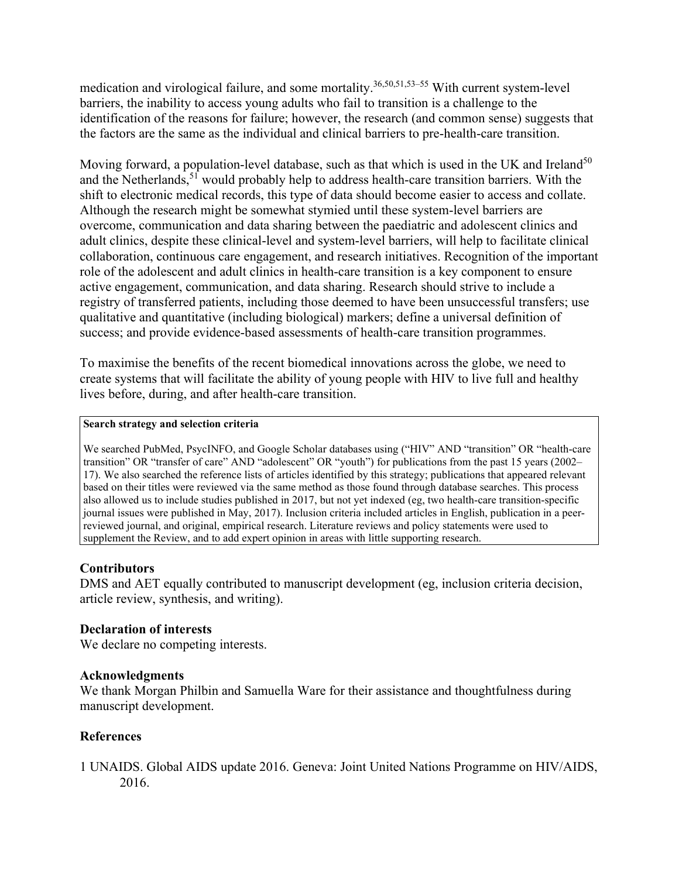medication and virological failure, and some mortality.[36,50,51,53–55] With current system-level barriers, the inability to access young adults who fail to transition is a challenge to the identification of the reasons for failure; however, the research (and common sense) suggests that the factors are the same as the individual and clinical barriers to pre-health-care transition.

Moving forward, a population-level database, such as that which is used in the UK and Ireland[50] and the Netherlands,[51] would probably help to address health-care transition barriers. With the shift to electronic medical records, this type of data should become easier to access and collate. Although the research might be somewhat stymied until these system-level barriers are overcome, communication and data sharing between the paediatric and adolescent clinics and adult clinics, despite these clinical-level and system-level barriers, will help to facilitate clinical collaboration, continuous care engagement, and research initiatives. Recognition of the important role of the adolescent and adult clinics in health-care transition is a key component to ensure active engagement, communication, and data sharing. Research should strive to include a registry of transferred patients, including those deemed to have been unsuccessful transfers; use qualitative and quantitative (including biological) markers; define a universal definition of success; and provide evidence-based assessments of health-care transition programmes.

To maximise the benefits of the recent biomedical innovations across the globe, we need to create systems that will facilitate the ability of young people with HIV to live full and healthy lives before, during, and after health-care transition.

**Search strategy and selection criteria**

We searched PubMed, PsycINFO, and Google Scholar databases using ("HIV" AND "transition" OR "health-care transition" OR "transfer of care" AND "adolescent" OR "youth") for publications from the past 15 years (2002–17). We also searched the reference lists of articles identified by this strategy; publications that appeared relevant based on their titles were reviewed via the same method as those found through database searches. This process also allowed us to include studies published in 2017, but not yet indexed (eg, two health-care transition-specific journal issues were published in May, 2017). Inclusion criteria included articles in English, publication in a peer-reviewed journal, and original, empirical research. Literature reviews and policy statements were used to supplement the Review, and to add expert opinion in areas with little supporting research.

## Contributors

DMS and AET equally contributed to manuscript development (eg, inclusion criteria decision, article review, synthesis, and writing).

## Declaration of interests

We declare no competing interests.

## Acknowledgments

We thank Morgan Philbin and Samuella Ware for their assistance and thoughtfulness during manuscript development.

## References

1 UNAIDS. Global AIDS update 2016. Geneva: Joint United Nations Programme on HIV/AIDS, 2016.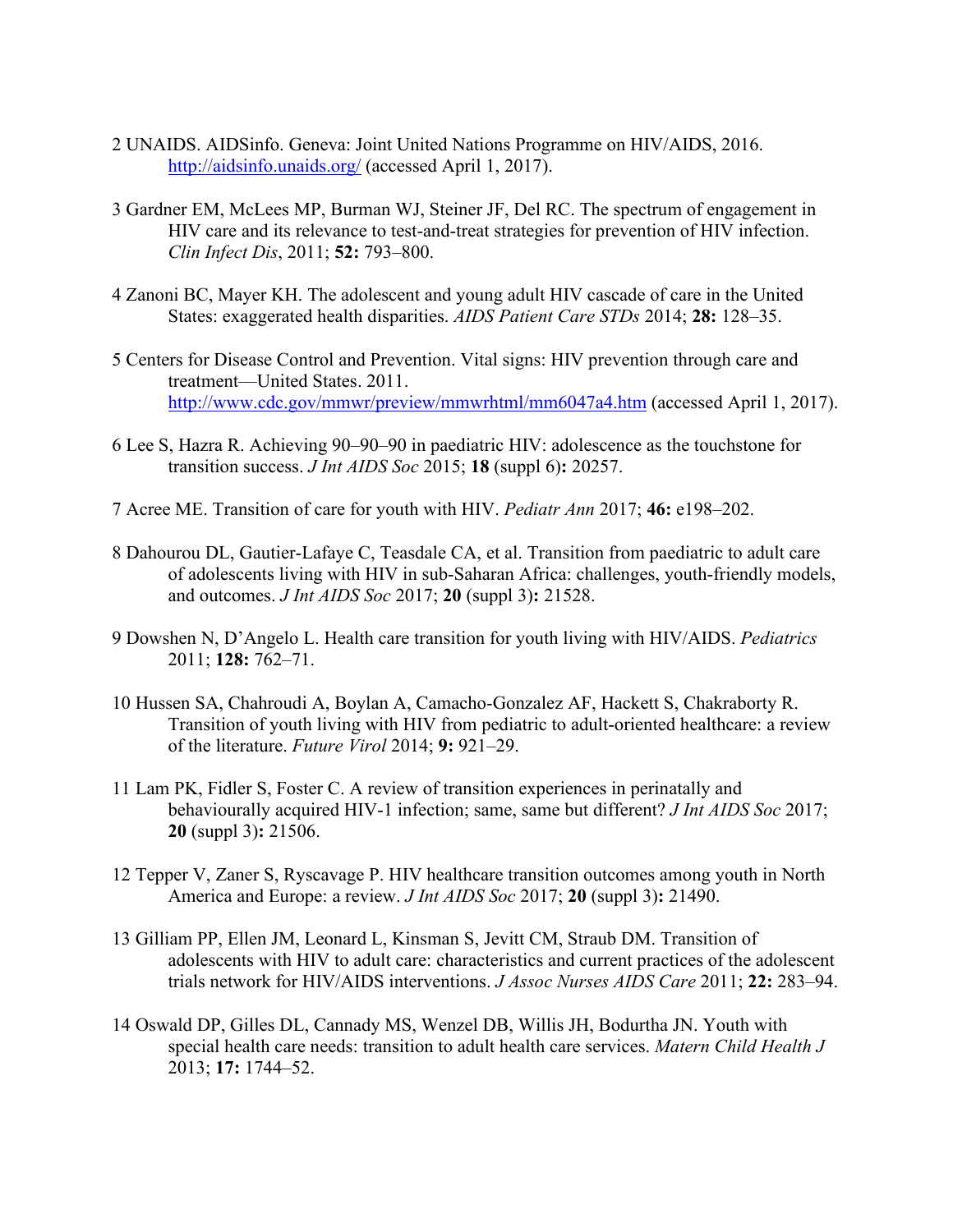2 UNAIDS. AIDSinfo. Geneva: Joint United Nations Programme on HIV/AIDS, 2016. http://aidsinfo.unaids.org/ (accessed April 1, 2017).

3 Gardner EM, McLees MP, Burman WJ, Steiner JF, Del RC. The spectrum of engagement in HIV care and its relevance to test-and-treat strategies for prevention of HIV infection. *Clin Infect Dis*, 2011; **52:** 793–800.

4 Zanoni BC, Mayer KH. The adolescent and young adult HIV cascade of care in the United States: exaggerated health disparities. *AIDS Patient Care STDs* 2014; **28:** 128–35.

5 Centers for Disease Control and Prevention. Vital signs: HIV prevention through care and treatment—United States. 2011. http://www.cdc.gov/mmwr/preview/mmwrhtml/mm6047a4.htm (accessed April 1, 2017).

6 Lee S, Hazra R. Achieving 90–90–90 in paediatric HIV: adolescence as the touchstone for transition success. *J Int AIDS Soc* 2015; **18** (suppl 6)**:** 20257.

7 Acree ME. Transition of care for youth with HIV. *Pediatr Ann* 2017; **46:** e198–202.

8 Dahourou DL, Gautier-Lafaye C, Teasdale CA, et al. Transition from paediatric to adult care of adolescents living with HIV in sub-Saharan Africa: challenges, youth-friendly models, and outcomes. *J Int AIDS Soc* 2017; **20** (suppl 3)**:** 21528.

9 Dowshen N, D'Angelo L. Health care transition for youth living with HIV/AIDS. *Pediatrics* 2011; **128:** 762–71.

10 Hussen SA, Chahroudi A, Boylan A, Camacho-Gonzalez AF, Hackett S, Chakraborty R. Transition of youth living with HIV from pediatric to adult-oriented healthcare: a review of the literature. *Future Virol* 2014; **9:** 921–29.

11 Lam PK, Fidler S, Foster C. A review of transition experiences in perinatally and behaviourally acquired HIV-1 infection; same, same but different? *J Int AIDS Soc* 2017; **20** (suppl 3)**:** 21506.

12 Tepper V, Zaner S, Ryscavage P. HIV healthcare transition outcomes among youth in North America and Europe: a review. *J Int AIDS Soc* 2017; **20** (suppl 3)**:** 21490.

13 Gilliam PP, Ellen JM, Leonard L, Kinsman S, Jevitt CM, Straub DM. Transition of adolescents with HIV to adult care: characteristics and current practices of the adolescent trials network for HIV/AIDS interventions. *J Assoc Nurses AIDS Care* 2011; **22:** 283–94.

14 Oswald DP, Gilles DL, Cannady MS, Wenzel DB, Willis JH, Bodurtha JN. Youth with special health care needs: transition to adult health care services. *Matern Child Health J* 2013; **17:** 1744–52.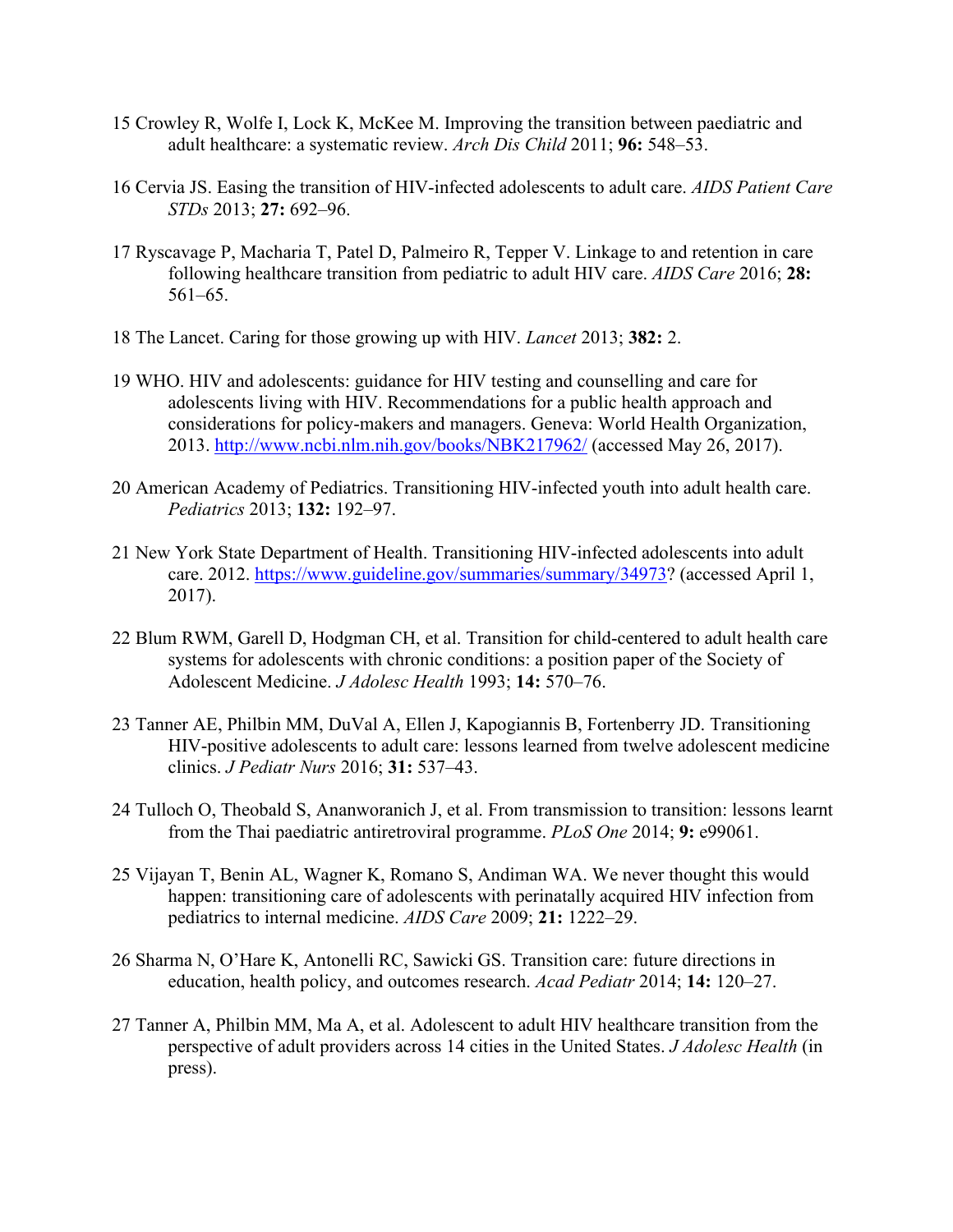15 Crowley R, Wolfe I, Lock K, McKee M. Improving the transition between paediatric and adult healthcare: a systematic review. *Arch Dis Child* 2011; **96:** 548–53.

16 Cervia JS. Easing the transition of HIV-infected adolescents to adult care. *AIDS Patient Care STDs* 2013; **27:** 692–96.

17 Ryscavage P, Macharia T, Patel D, Palmeiro R, Tepper V. Linkage to and retention in care following healthcare transition from pediatric to adult HIV care. *AIDS Care* 2016; **28:** 561–65.

18 The Lancet. Caring for those growing up with HIV. *Lancet* 2013; **382:** 2.

19 WHO. HIV and adolescents: guidance for HIV testing and counselling and care for adolescents living with HIV. Recommendations for a public health approach and considerations for policy-makers and managers. Geneva: World Health Organization, 2013. http://www.ncbi.nlm.nih.gov/books/NBK217962/ (accessed May 26, 2017).

20 American Academy of Pediatrics. Transitioning HIV-infected youth into adult health care. *Pediatrics* 2013; **132:** 192–97.

21 New York State Department of Health. Transitioning HIV-infected adolescents into adult care. 2012. https://www.guideline.gov/summaries/summary/34973? (accessed April 1, 2017).

22 Blum RWM, Garell D, Hodgman CH, et al. Transition for child-centered to adult health care systems for adolescents with chronic conditions: a position paper of the Society of Adolescent Medicine. *J Adolesc Health* 1993; **14:** 570–76.

23 Tanner AE, Philbin MM, DuVal A, Ellen J, Kapogiannis B, Fortenberry JD. Transitioning HIV-positive adolescents to adult care: lessons learned from twelve adolescent medicine clinics. *J Pediatr Nurs* 2016; **31:** 537–43.

24 Tulloch O, Theobald S, Ananworanich J, et al. From transmission to transition: lessons learnt from the Thai paediatric antiretroviral programme. *PLoS One* 2014; **9:** e99061.

25 Vijayan T, Benin AL, Wagner K, Romano S, Andiman WA. We never thought this would happen: transitioning care of adolescents with perinatally acquired HIV infection from pediatrics to internal medicine. *AIDS Care* 2009; **21:** 1222–29.

26 Sharma N, O'Hare K, Antonelli RC, Sawicki GS. Transition care: future directions in education, health policy, and outcomes research. *Acad Pediatr* 2014; **14:** 120–27.

27 Tanner A, Philbin MM, Ma A, et al. Adolescent to adult HIV healthcare transition from the perspective of adult providers across 14 cities in the United States. *J Adolesc Health* (in press).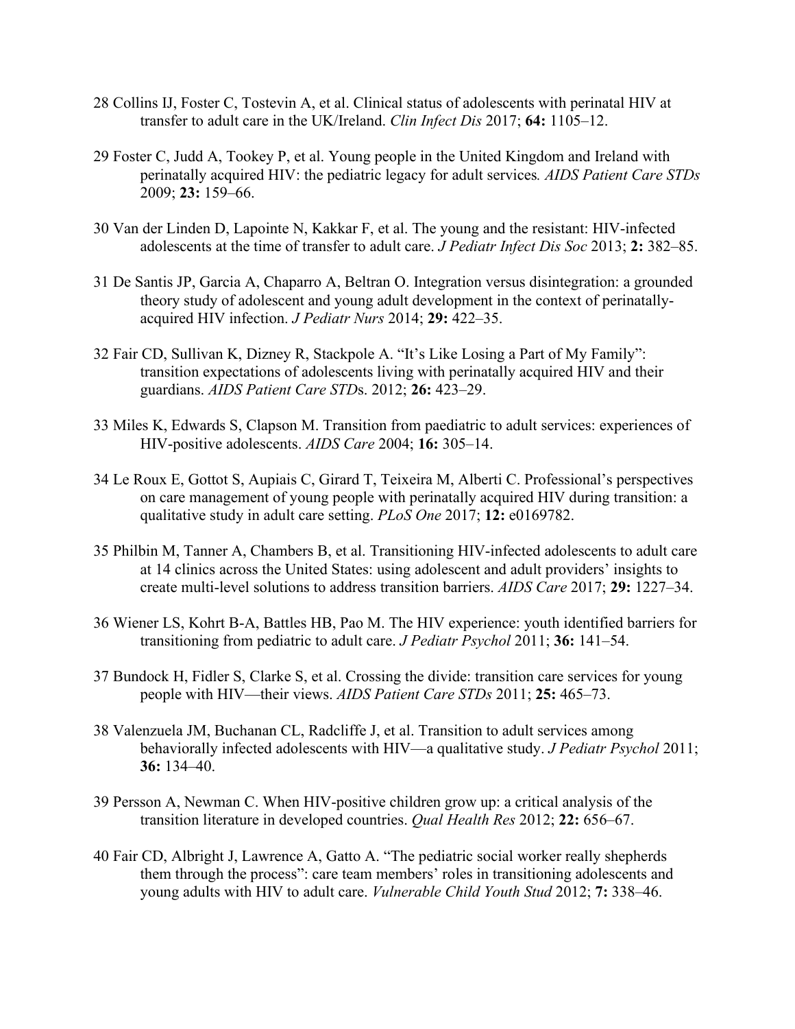28 Collins IJ, Foster C, Tostevin A, et al. Clinical status of adolescents with perinatal HIV at transfer to adult care in the UK/Ireland. *Clin Infect Dis* 2017; **64:** 1105–12.

29 Foster C, Judd A, Tookey P, et al. Young people in the United Kingdom and Ireland with perinatally acquired HIV: the pediatric legacy for adult services. *AIDS Patient Care STDs* 2009; **23:** 159–66.

30 Van der Linden D, Lapointe N, Kakkar F, et al. The young and the resistant: HIV-infected adolescents at the time of transfer to adult care. *J Pediatr Infect Dis Soc* 2013; **2:** 382–85.

31 De Santis JP, Garcia A, Chaparro A, Beltran O. Integration versus disintegration: a grounded theory study of adolescent and young adult development in the context of perinatally-acquired HIV infection. *J Pediatr Nurs* 2014; **29:** 422–35.

32 Fair CD, Sullivan K, Dizney R, Stackpole A. "It's Like Losing a Part of My Family": transition expectations of adolescents living with perinatally acquired HIV and their guardians. *AIDS Patient Care STD*s. 2012; **26:** 423–29.

33 Miles K, Edwards S, Clapson M. Transition from paediatric to adult services: experiences of HIV-positive adolescents. *AIDS Care* 2004; **16:** 305–14.

34 Le Roux E, Gottot S, Aupiais C, Girard T, Teixeira M, Alberti C. Professional's perspectives on care management of young people with perinatally acquired HIV during transition: a qualitative study in adult care setting. *PLoS One* 2017; **12:** e0169782.

35 Philbin M, Tanner A, Chambers B, et al. Transitioning HIV-infected adolescents to adult care at 14 clinics across the United States: using adolescent and adult providers' insights to create multi-level solutions to address transition barriers. *AIDS Care* 2017; **29:** 1227–34.

36 Wiener LS, Kohrt B-A, Battles HB, Pao M. The HIV experience: youth identified barriers for transitioning from pediatric to adult care. *J Pediatr Psychol* 2011; **36:** 141–54.

37 Bundock H, Fidler S, Clarke S, et al. Crossing the divide: transition care services for young people with HIV—their views. *AIDS Patient Care STDs* 2011; **25:** 465–73.

38 Valenzuela JM, Buchanan CL, Radcliffe J, et al. Transition to adult services among behaviorally infected adolescents with HIV—a qualitative study. *J Pediatr Psychol* 2011; **36:** 134–40.

39 Persson A, Newman C. When HIV-positive children grow up: a critical analysis of the transition literature in developed countries. *Qual Health Res* 2012; **22:** 656–67.

40 Fair CD, Albright J, Lawrence A, Gatto A. "The pediatric social worker really shepherds them through the process": care team members' roles in transitioning adolescents and young adults with HIV to adult care. *Vulnerable Child Youth Stud* 2012; **7:** 338–46.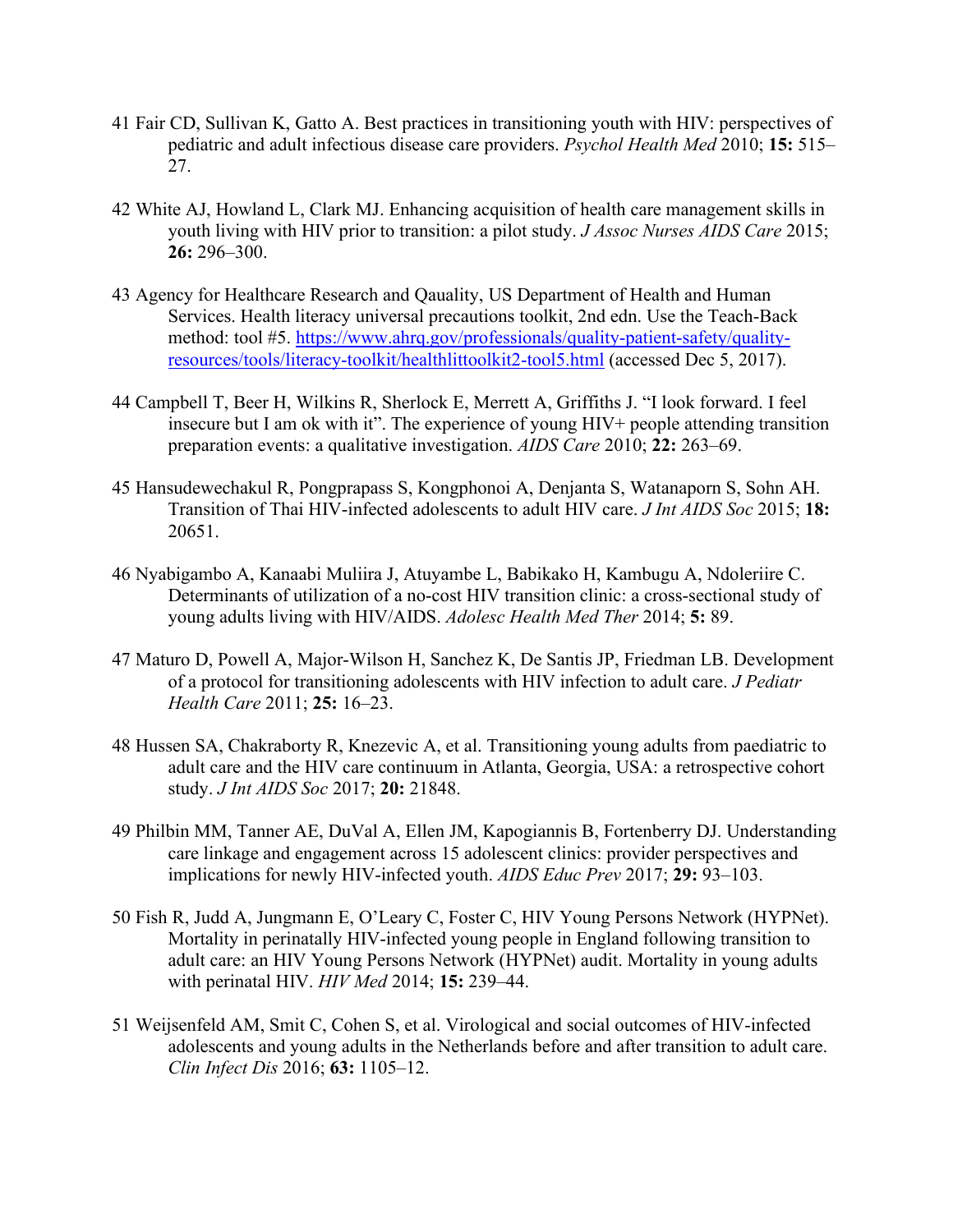41 Fair CD, Sullivan K, Gatto A. Best practices in transitioning youth with HIV: perspectives of pediatric and adult infectious disease care providers. *Psychol Health Med* 2010; **15:** 515–27.

42 White AJ, Howland L, Clark MJ. Enhancing acquisition of health care management skills in youth living with HIV prior to transition: a pilot study. *J Assoc Nurses AIDS Care* 2015; **26:** 296–300.

43 Agency for Healthcare Research and Qauality, US Department of Health and Human Services. Health literacy universal precautions toolkit, 2nd edn. Use the Teach-Back method: tool #5. https://www.ahrq.gov/professionals/quality-patient-safety/quality-resources/tools/literacy-toolkit/healthlittoolkit2-tool5.html (accessed Dec 5, 2017).

44 Campbell T, Beer H, Wilkins R, Sherlock E, Merrett A, Griffiths J. "I look forward. I feel insecure but I am ok with it". The experience of young HIV+ people attending transition preparation events: a qualitative investigation. *AIDS Care* 2010; **22:** 263–69.

45 Hansudewechakul R, Pongprapass S, Kongphonoi A, Denjanta S, Watanaporn S, Sohn AH. Transition of Thai HIV-infected adolescents to adult HIV care. *J Int AIDS Soc* 2015; **18:** 20651.

46 Nyabigambo A, Kanaabi Muliira J, Atuyambe L, Babikako H, Kambugu A, Ndoleriire C. Determinants of utilization of a no-cost HIV transition clinic: a cross-sectional study of young adults living with HIV/AIDS. *Adolesc Health Med Ther* 2014; **5:** 89.

47 Maturo D, Powell A, Major-Wilson H, Sanchez K, De Santis JP, Friedman LB. Development of a protocol for transitioning adolescents with HIV infection to adult care. *J Pediatr Health Care* 2011; **25:** 16–23.

48 Hussen SA, Chakraborty R, Knezevic A, et al. Transitioning young adults from paediatric to adult care and the HIV care continuum in Atlanta, Georgia, USA: a retrospective cohort study. *J Int AIDS Soc* 2017; **20:** 21848.

49 Philbin MM, Tanner AE, DuVal A, Ellen JM, Kapogiannis B, Fortenberry DJ. Understanding care linkage and engagement across 15 adolescent clinics: provider perspectives and implications for newly HIV-infected youth. *AIDS Educ Prev* 2017; **29:** 93–103.

50 Fish R, Judd A, Jungmann E, O'Leary C, Foster C, HIV Young Persons Network (HYPNet). Mortality in perinatally HIV-infected young people in England following transition to adult care: an HIV Young Persons Network (HYPNet) audit. Mortality in young adults with perinatal HIV. *HIV Med* 2014; **15:** 239–44.

51 Weijsenfeld AM, Smit C, Cohen S, et al. Virological and social outcomes of HIV-infected adolescents and young adults in the Netherlands before and after transition to adult care. *Clin Infect Dis* 2016; **63:** 1105–12.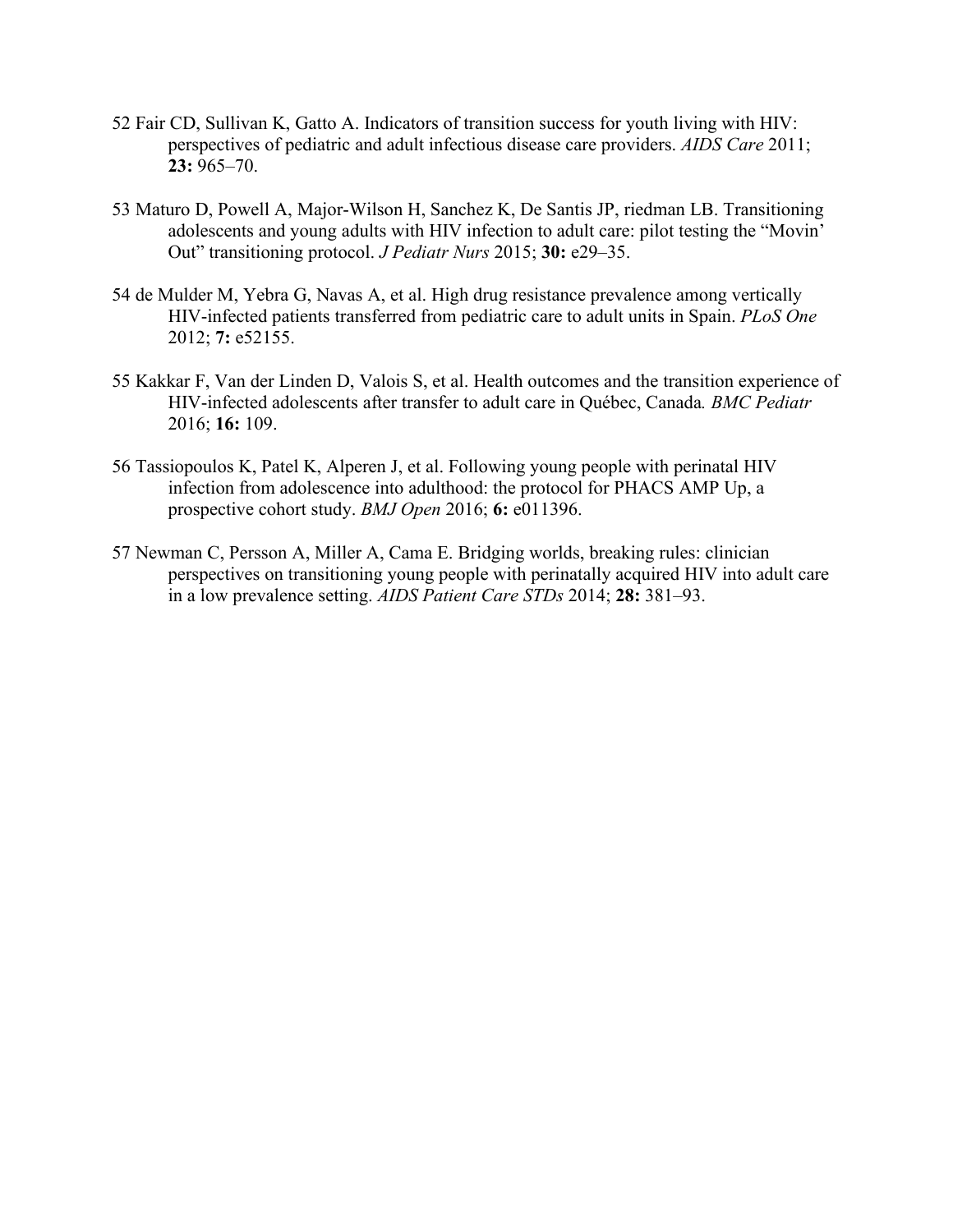52 Fair CD, Sullivan K, Gatto A. Indicators of transition success for youth living with HIV: perspectives of pediatric and adult infectious disease care providers. *AIDS Care* 2011; **23:** 965–70.

53 Maturo D, Powell A, Major-Wilson H, Sanchez K, De Santis JP, riedman LB. Transitioning adolescents and young adults with HIV infection to adult care: pilot testing the "Movin' Out" transitioning protocol. *J Pediatr Nurs* 2015; **30:** e29–35.

54 de Mulder M, Yebra G, Navas A, et al. High drug resistance prevalence among vertically HIV-infected patients transferred from pediatric care to adult units in Spain. *PLoS One* 2012; **7:** e52155.

55 Kakkar F, Van der Linden D, Valois S, et al. Health outcomes and the transition experience of HIV-infected adolescents after transfer to adult care in Québec, Canada. *BMC Pediatr* 2016; **16:** 109.

56 Tassiopoulos K, Patel K, Alperen J, et al. Following young people with perinatal HIV infection from adolescence into adulthood: the protocol for PHACS AMP Up, a prospective cohort study. *BMJ Open* 2016; **6:** e011396.

57 Newman C, Persson A, Miller A, Cama E. Bridging worlds, breaking rules: clinician perspectives on transitioning young people with perinatally acquired HIV into adult care in a low prevalence setting. *AIDS Patient Care STDs* 2014; **28:** 381–93.